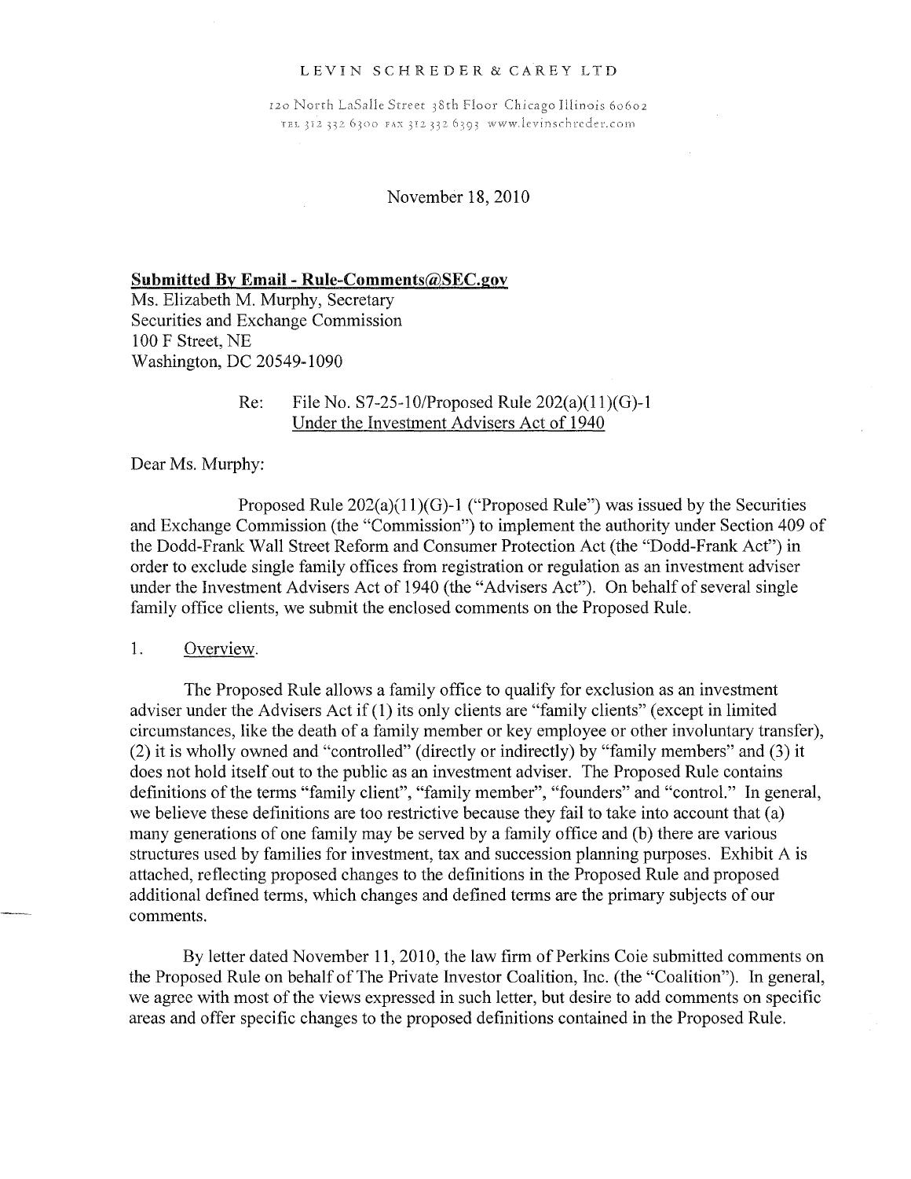LEVIN SCHREDER & CAREY LTD

120 North LaSalle Street 38th Floor Chicago Illinois 60602
TEL 312 332 6300 FAX 312 332 6393 www.levinschreder.com

November 18, 2010

**Submitted By Email - Rule-Comments@SEC.gov**
Ms. Elizabeth M. Murphy, Secretary
Securities and Exchange Commission
100 F Street, NE
Washington, DC 20549-1090

Re: File No. S7-25-10/Proposed Rule 202(a)(11)(G)-1
Under the Investment Advisers Act of 1940

Dear Ms. Murphy:

Proposed Rule 202(a)(11)(G)-1 ("Proposed Rule") was issued by the Securities and Exchange Commission (the "Commission") to implement the authority under Section 409 of the Dodd-Frank Wall Street Reform and Consumer Protection Act (the "Dodd-Frank Act") in order to exclude single family offices from registration or regulation as an investment adviser under the Investment Advisers Act of 1940 (the "Advisers Act"). On behalf of several single family office clients, we submit the enclosed comments on the Proposed Rule.

1. Overview.

The Proposed Rule allows a family office to qualify for exclusion as an investment adviser under the Advisers Act if (1) its only clients are "family clients" (except in limited circumstances, like the death of a family member or key employee or other involuntary transfer), (2) it is wholly owned and "controlled" (directly or indirectly) by "family members" and (3) it does not hold itself out to the public as an investment adviser. The Proposed Rule contains definitions of the terms "family client", "family member", "founders" and "control." In general, we believe these definitions are too restrictive because they fail to take into account that (a) many generations of one family may be served by a family office and (b) there are various structures used by families for investment, tax and succession planning purposes. Exhibit A is attached, reflecting proposed changes to the definitions in the Proposed Rule and proposed additional defined terms, which changes and defined terms are the primary subjects of our comments.

By letter dated November 11, 2010, the law firm of Perkins Coie submitted comments on the Proposed Rule on behalf of The Private Investor Coalition, Inc. (the "Coalition"). In general, we agree with most of the views expressed in such letter, but desire to add comments on specific areas and offer specific changes to the proposed definitions contained in the Proposed Rule.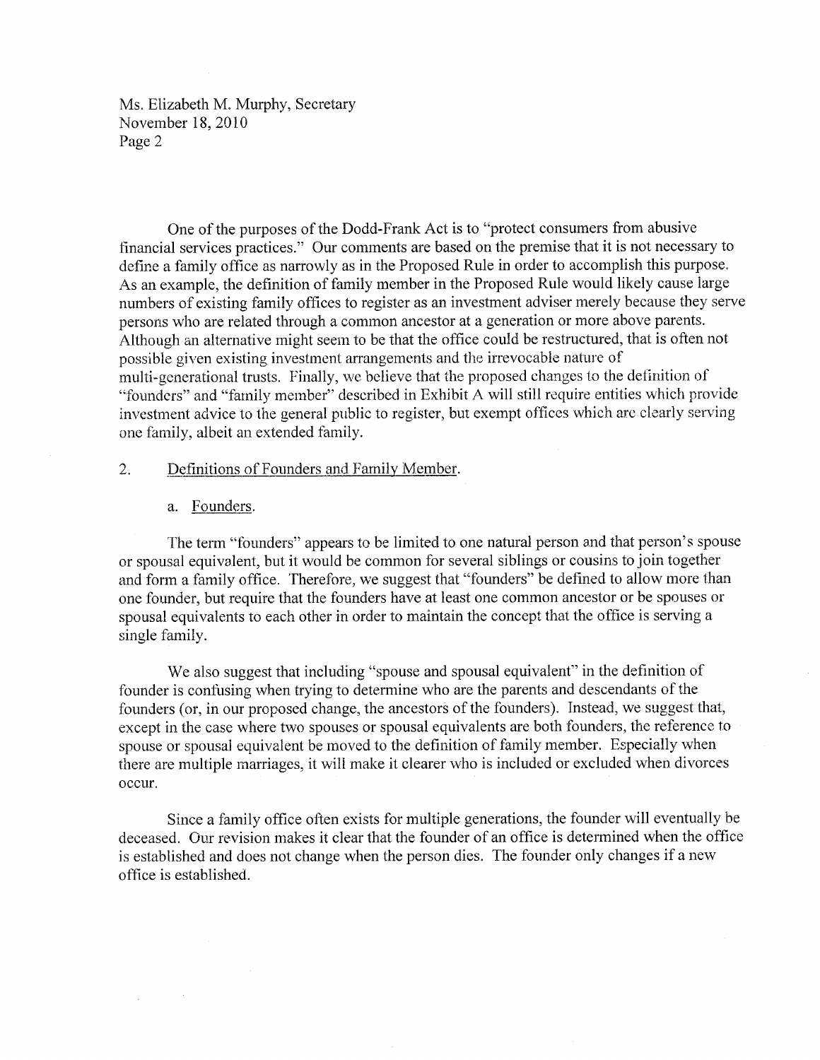One of the purposes of the Dodd-Frank Act is to "protect consumers from abusive financial services practices." Our comments are based on the premise that it is not necessary to define a family office as narrowly as in the Proposed Rule in order to accomplish this purpose. As an example, the definition of family member in the Proposed Rule would likely cause large numbers of existing family offices to register as an investment adviser merely because they serve persons who are related through a common ancestor at a generation or more above parents. Although an alternative might seem to be that the office could be restructured, that is often not possible given existing investment arrangements and the irrevocable nature of multi-generational trusts. Finally, we believe that the proposed changes to the definition of "founders" and "family member" described in Exhibit A will still require entities which provide investment advice to the general public to register, but exempt offices which are clearly serving one family, albeit an extended family.

2. <u>Definitions of Founders and Family Member</u>.

a. <u>Founders</u>.

The term "founders" appears to be limited to one natural person and that person's spouse or spousal equivalent, but it would be common for several siblings or cousins to join together and form a family office. Therefore, we suggest that "founders" be defined to allow more than one founder, but require that the founders have at least one common ancestor or be spouses or spousal equivalents to each other in order to maintain the concept that the office is serving a single family.

We also suggest that including "spouse and spousal equivalent" in the definition of founder is confusing when trying to determine who are the parents and descendants of the founders (or, in our proposed change, the ancestors of the founders). Instead, we suggest that, except in the case where two spouses or spousal equivalents are both founders, the reference to spouse or spousal equivalent be moved to the definition of family member. Especially when there are multiple marriages, it will make it clearer who is included or excluded when divorces occur.

Since a family office often exists for multiple generations, the founder will eventually be deceased. Our revision makes it clear that the founder of an office is determined when the office is established and does not change when the person dies. The founder only changes if a new office is established.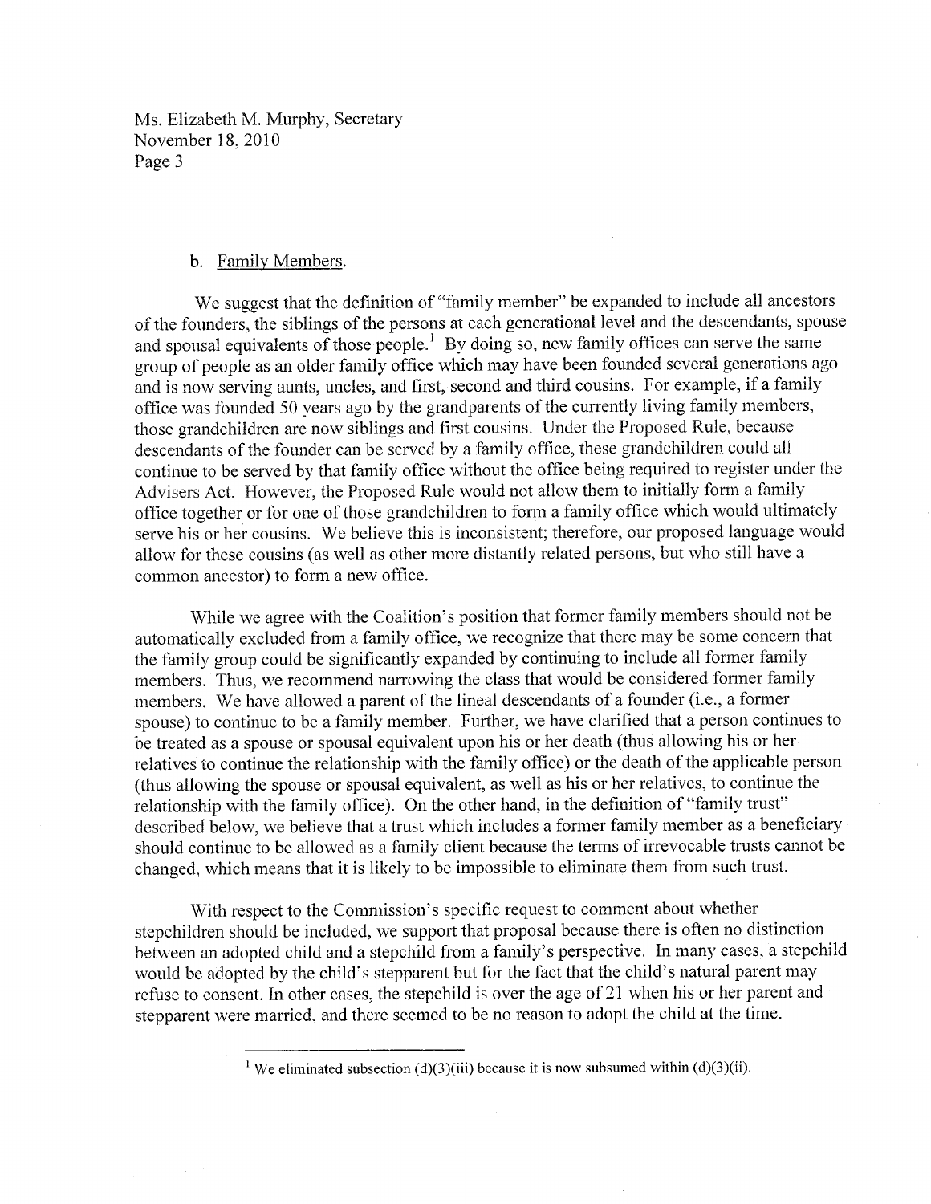b. Family Members.

We suggest that the definition of "family member" be expanded to include all ancestors of the founders, the siblings of the persons at each generational level and the descendants, spouse and spousal equivalents of those people.[1] By doing so, new family offices can serve the same group of people as an older family office which may have been founded several generations ago and is now serving aunts, uncles, and first, second and third cousins. For example, if a family office was founded 50 years ago by the grandparents of the currently living family members, those grandchildren are now siblings and first cousins. Under the Proposed Rule, because descendants of the founder can be served by a family office, these grandchildren could all continue to be served by that family office without the office being required to register under the Advisers Act. However, the Proposed Rule would not allow them to initially form a family office together or for one of those grandchildren to form a family office which would ultimately serve his or her cousins. We believe this is inconsistent; therefore, our proposed language would allow for these cousins (as well as other more distantly related persons, but who still have a common ancestor) to form a new office.

While we agree with the Coalition's position that former family members should not be automatically excluded from a family office, we recognize that there may be some concern that the family group could be significantly expanded by continuing to include all former family members. Thus, we recommend narrowing the class that would be considered former family members. We have allowed a parent of the lineal descendants of a founder (i.e., a former spouse) to continue to be a family member. Further, we have clarified that a person continues to be treated as a spouse or spousal equivalent upon his or her death (thus allowing his or her relatives to continue the relationship with the family office) or the death of the applicable person (thus allowing the spouse or spousal equivalent, as well as his or her relatives, to continue the relationship with the family office). On the other hand, in the definition of "family trust" described below, we believe that a trust which includes a former family member as a beneficiary should continue to be allowed as a family client because the terms of irrevocable trusts cannot be changed, which means that it is likely to be impossible to eliminate them from such trust.

With respect to the Commission's specific request to comment about whether stepchildren should be included, we support that proposal because there is often no distinction between an adopted child and a stepchild from a family's perspective. In many cases, a stepchild would be adopted by the child's stepparent but for the fact that the child's natural parent may refuse to consent. In other cases, the stepchild is over the age of 21 when his or her parent and stepparent were married, and there seemed to be no reason to adopt the child at the time.

---

[1] We eliminated subsection (d)(3)(iii) because it is now subsumed within (d)(3)(ii).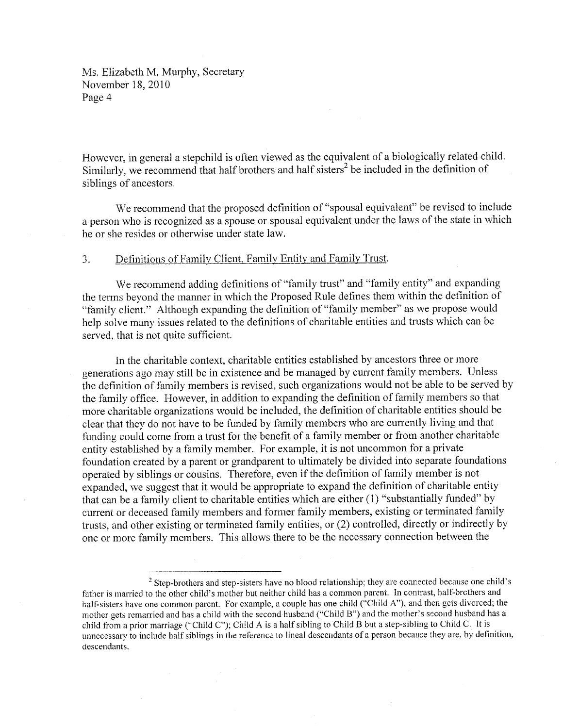Ms. Elizabeth M. Murphy, Secretary
November 18, 2010
Page 4

However, in general a stepchild is often viewed as the equivalent of a biologically related child. Similarly, we recommend that half brothers and half sisters[2] be included in the definition of siblings of ancestors.

We recommend that the proposed definition of "spousal equivalent" be revised to include a person who is recognized as a spouse or spousal equivalent under the laws of the state in which he or she resides or otherwise under state law.

3. <u>Definitions of Family Client, Family Entity and Family Trust</u>.

We recommend adding definitions of "family trust" and "family entity" and expanding the terms beyond the manner in which the Proposed Rule defines them within the definition of "family client." Although expanding the definition of "family member" as we propose would help solve many issues related to the definitions of charitable entities and trusts which can be served, that is not quite sufficient.

In the charitable context, charitable entities established by ancestors three or more generations ago may still be in existence and be managed by current family members. Unless the definition of family members is revised, such organizations would not be able to be served by the family office. However, in addition to expanding the definition of family members so that more charitable organizations would be included, the definition of charitable entities should be clear that they do not have to be funded by family members who are currently living and that funding could come from a trust for the benefit of a family member or from another charitable entity established by a family member. For example, it is not uncommon for a private foundation created by a parent or grandparent to ultimately be divided into separate foundations operated by siblings or cousins. Therefore, even if the definition of family member is not expanded, we suggest that it would be appropriate to expand the definition of charitable entity that can be a family client to charitable entities which are either (1) "substantially funded" by current or deceased family members and former family members, existing or terminated family trusts, and other existing or terminated family entities, or (2) controlled, directly or indirectly by one or more family members. This allows there to be the necessary connection between the

[2] Step-brothers and step-sisters have no blood relationship; they are connected because one child's father is married to the other child's mother but neither child has a common parent. In contrast, half-brothers and half-sisters have one common parent. For example, a couple has one child ("Child A"), and then gets divorced; the mother gets remarried and has a child with the second husband ("Child B") and the mother's second husband has a child from a prior marriage ("Child C"); Child A is a half sibling to Child B but a step-sibling to Child C. It is unnecessary to include half siblings in the reference to lineal descendants of a person because they are, by definition, descendants.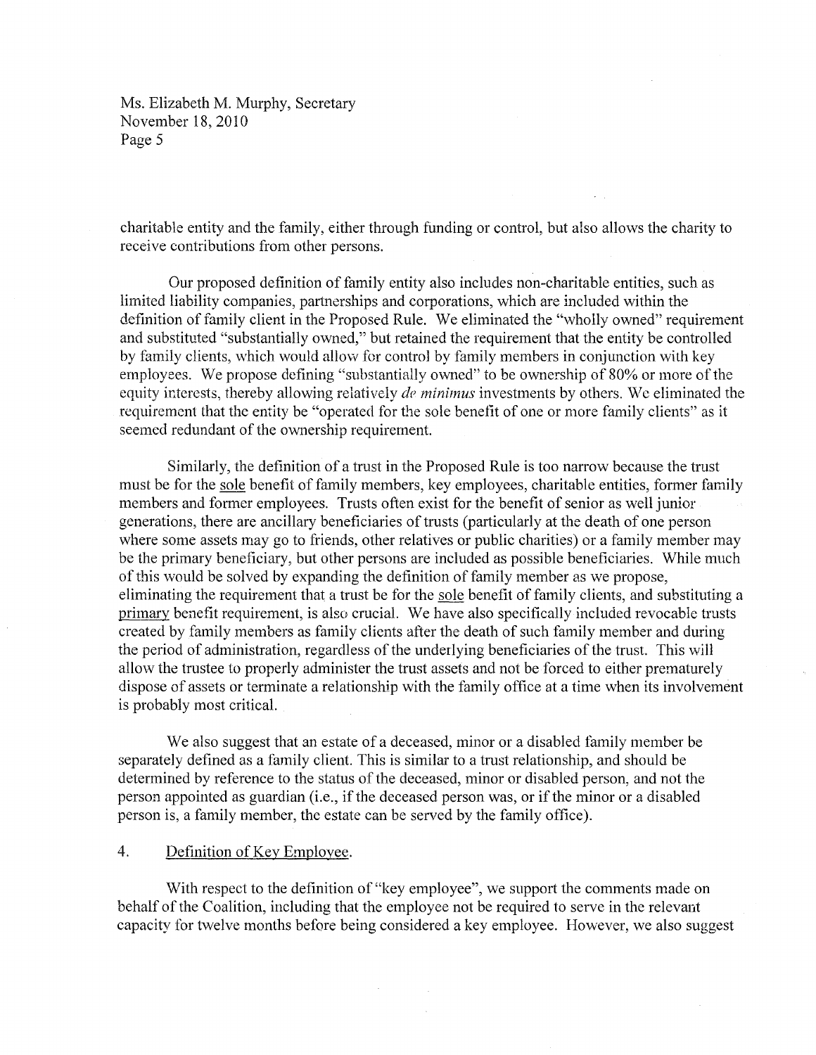charitable entity and the family, either through funding or control, but also allows the charity to receive contributions from other persons.

Our proposed definition of family entity also includes non-charitable entities, such as limited liability companies, partnerships and corporations, which are included within the definition of family client in the Proposed Rule. We eliminated the "wholly owned" requirement and substituted "substantially owned," but retained the requirement that the entity be controlled by family clients, which would allow for control by family members in conjunction with key employees. We propose defining "substantially owned" to be ownership of 80% or more of the equity interests, thereby allowing relatively *de minimus* investments by others. We eliminated the requirement that the entity be "operated for the sole benefit of one or more family clients" as it seemed redundant of the ownership requirement.

Similarly, the definition of a trust in the Proposed Rule is too narrow because the trust must be for the <u>sole</u> benefit of family members, key employees, charitable entities, former family members and former employees. Trusts often exist for the benefit of senior as well junior generations, there are ancillary beneficiaries of trusts (particularly at the death of one person where some assets may go to friends, other relatives or public charities) or a family member may be the primary beneficiary, but other persons are included as possible beneficiaries. While much of this would be solved by expanding the definition of family member as we propose, eliminating the requirement that a trust be for the <u>sole</u> benefit of family clients, and substituting a <u>primary</u> benefit requirement, is also crucial. We have also specifically included revocable trusts created by family members as family clients after the death of such family member and during the period of administration, regardless of the underlying beneficiaries of the trust. This will allow the trustee to properly administer the trust assets and not be forced to either prematurely dispose of assets or terminate a relationship with the family office at a time when its involvement is probably most critical.

We also suggest that an estate of a deceased, minor or a disabled family member be separately defined as a family client. This is similar to a trust relationship, and should be determined by reference to the status of the deceased, minor or disabled person, and not the person appointed as guardian (i.e., if the deceased person was, or if the minor or a disabled person is, a family member, the estate can be served by the family office).

4. <u>Definition of Key Employee</u>.

With respect to the definition of "key employee", we support the comments made on behalf of the Coalition, including that the employee not be required to serve in the relevant capacity for twelve months before being considered a key employee. However, we also suggest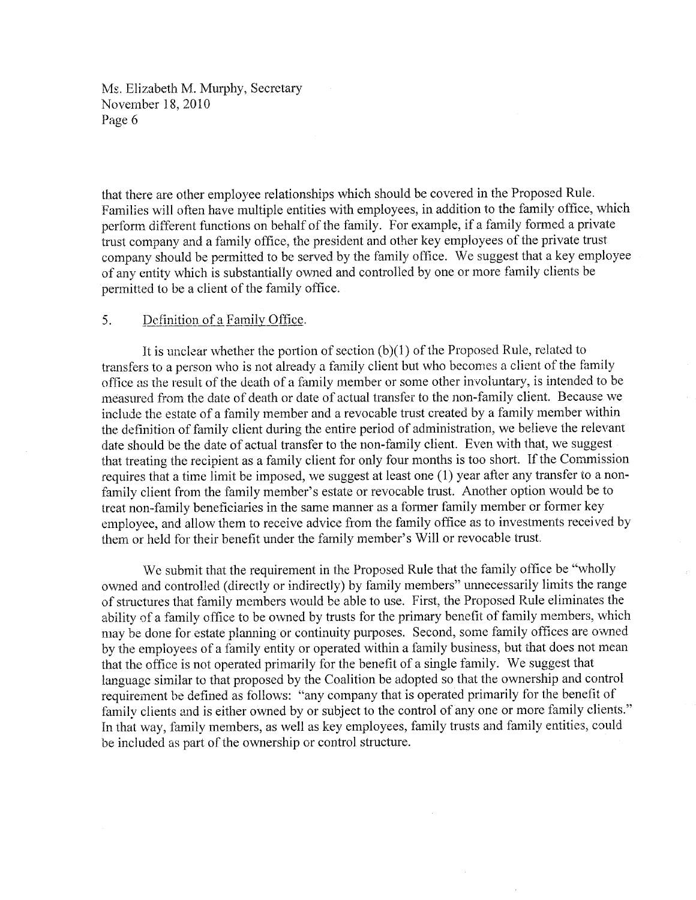that there are other employee relationships which should be covered in the Proposed Rule. Families will often have multiple entities with employees, in addition to the family office, which perform different functions on behalf of the family. For example, if a family formed a private trust company and a family office, the president and other key employees of the private trust company should be permitted to be served by the family office. We suggest that a key employee of any entity which is substantially owned and controlled by one or more family clients be permitted to be a client of the family office.

## 5. Definition of a Family Office.

It is unclear whether the portion of section (b)(1) of the Proposed Rule, related to transfers to a person who is not already a family client but who becomes a client of the family office as the result of the death of a family member or some other involuntary, is intended to be measured from the date of death or date of actual transfer to the non-family client. Because we include the estate of a family member and a revocable trust created by a family member within the definition of family client during the entire period of administration, we believe the relevant date should be the date of actual transfer to the non-family client. Even with that, we suggest that treating the recipient as a family client for only four months is too short. If the Commission requires that a time limit be imposed, we suggest at least one (1) year after any transfer to a non-family client from the family member's estate or revocable trust. Another option would be to treat non-family beneficiaries in the same manner as a former family member or former key employee, and allow them to receive advice from the family office as to investments received by them or held for their benefit under the family member's Will or revocable trust.

We submit that the requirement in the Proposed Rule that the family office be "wholly owned and controlled (directly or indirectly) by family members" unnecessarily limits the range of structures that family members would be able to use. First, the Proposed Rule eliminates the ability of a family office to be owned by trusts for the primary benefit of family members, which may be done for estate planning or continuity purposes. Second, some family offices are owned by the employees of a family entity or operated within a family business, but that does not mean that the office is not operated primarily for the benefit of a single family. We suggest that language similar to that proposed by the Coalition be adopted so that the ownership and control requirement be defined as follows: "any company that is operated primarily for the benefit of family clients and is either owned by or subject to the control of any one or more family clients." In that way, family members, as well as key employees, family trusts and family entities, could be included as part of the ownership or control structure.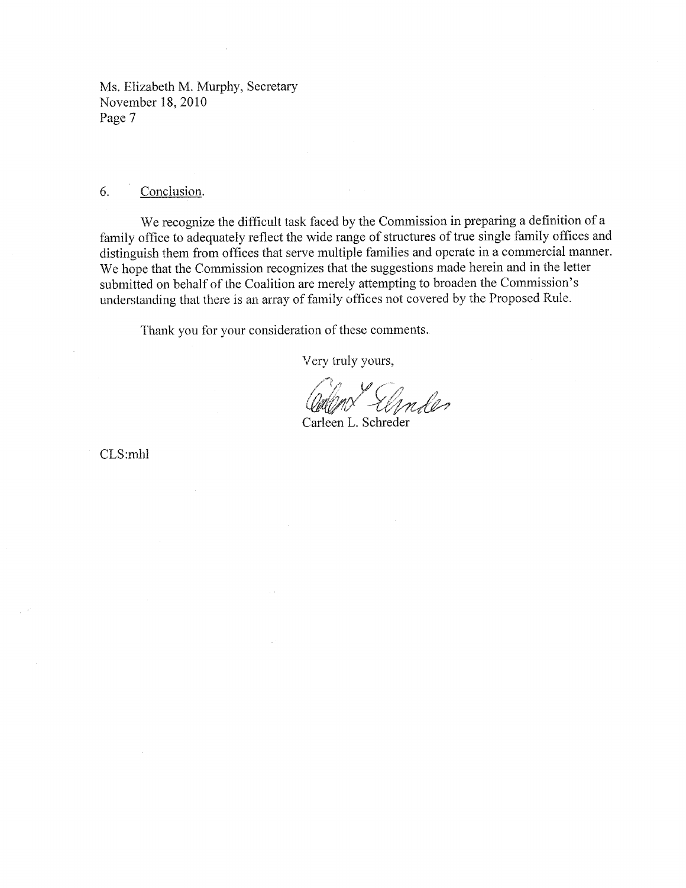6. Conclusion.

We recognize the difficult task faced by the Commission in preparing a definition of a family office to adequately reflect the wide range of structures of true single family offices and distinguish them from offices that serve multiple families and operate in a commercial manner. We hope that the Commission recognizes that the suggestions made herein and in the letter submitted on behalf of the Coalition are merely attempting to broaden the Commission's understanding that there is an array of family offices not covered by the Proposed Rule.

Thank you for your consideration of these comments.

Very truly yours,

Carleen L. Schreder

CLS:mhl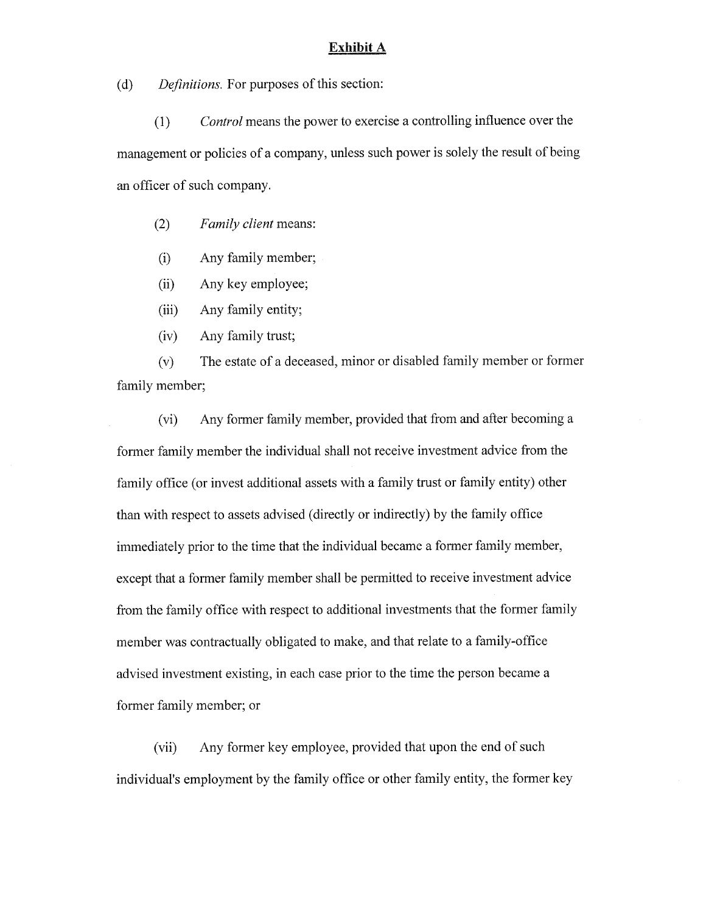**Exhibit A**

(d) *Definitions.* For purposes of this section:

(1) *Control* means the power to exercise a controlling influence over the management or policies of a company, unless such power is solely the result of being an officer of such company.

(2) *Family client* means:

(i) Any family member;

(ii) Any key employee;

(iii) Any family entity;

(iv) Any family trust;

(v) The estate of a deceased, minor or disabled family member or former family member;

(vi) Any former family member, provided that from and after becoming a former family member the individual shall not receive investment advice from the family office (or invest additional assets with a family trust or family entity) other than with respect to assets advised (directly or indirectly) by the family office immediately prior to the time that the individual became a former family member, except that a former family member shall be permitted to receive investment advice from the family office with respect to additional investments that the former family member was contractually obligated to make, and that relate to a family-office advised investment existing, in each case prior to the time the person became a former family member; or

(vii) Any former key employee, provided that upon the end of such individual's employment by the family office or other family entity, the former key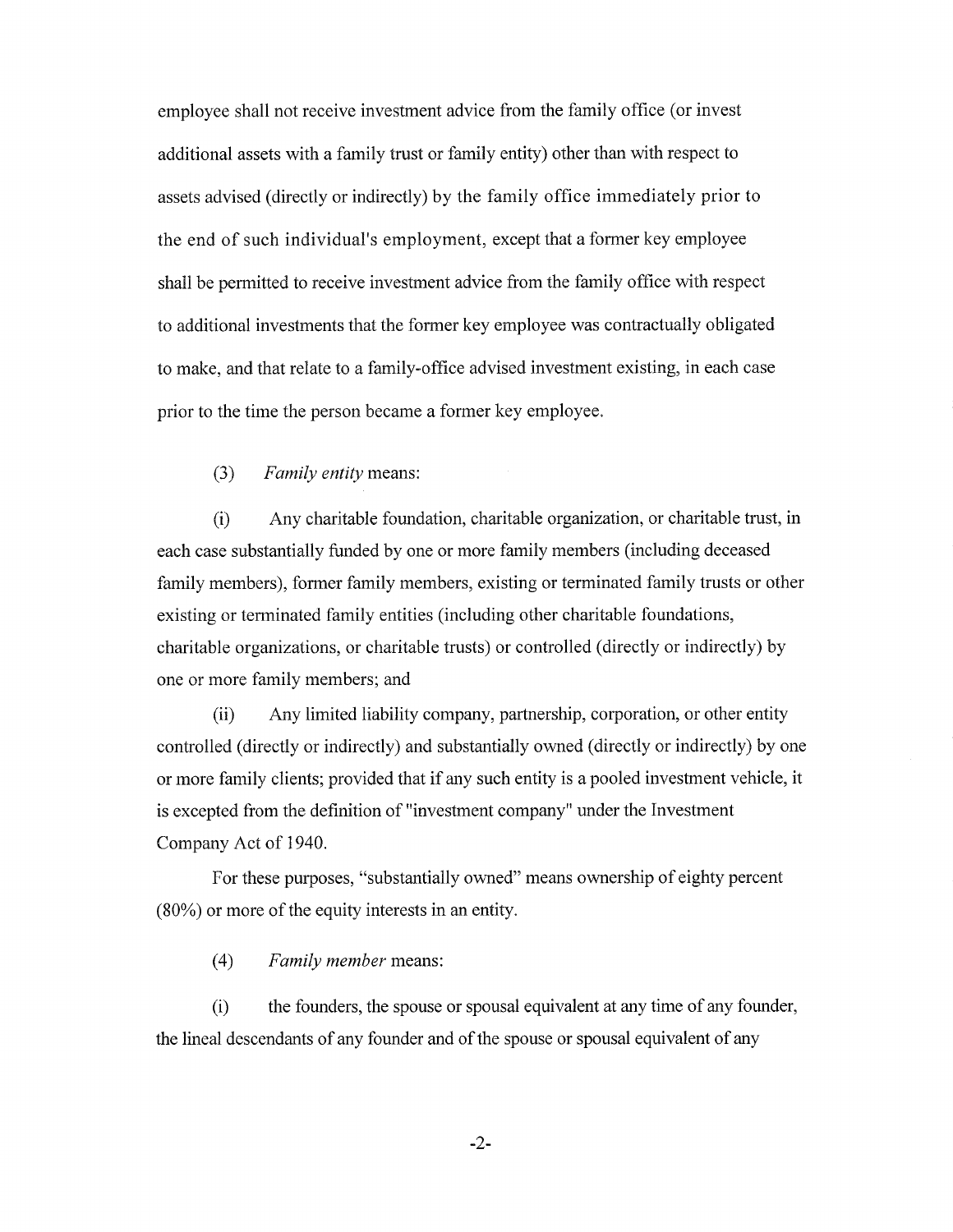employee shall not receive investment advice from the family office (or invest additional assets with a family trust or family entity) other than with respect to assets advised (directly or indirectly) by the family office immediately prior to the end of such individual's employment, except that a former key employee shall be permitted to receive investment advice from the family office with respect to additional investments that the former key employee was contractually obligated to make, and that relate to a family-office advised investment existing, in each case prior to the time the person became a former key employee.

(3) *Family entity* means:

(i) Any charitable foundation, charitable organization, or charitable trust, in each case substantially funded by one or more family members (including deceased family members), former family members, existing or terminated family trusts or other existing or terminated family entities (including other charitable foundations, charitable organizations, or charitable trusts) or controlled (directly or indirectly) by one or more family members; and

(ii) Any limited liability company, partnership, corporation, or other entity controlled (directly or indirectly) and substantially owned (directly or indirectly) by one or more family clients; provided that if any such entity is a pooled investment vehicle, it is excepted from the definition of "investment company" under the Investment Company Act of 1940.

For these purposes, "substantially owned" means ownership of eighty percent (80%) or more of the equity interests in an entity.

(4) *Family member* means:

(i) the founders, the spouse or spousal equivalent at any time of any founder, the lineal descendants of any founder and of the spouse or spousal equivalent of any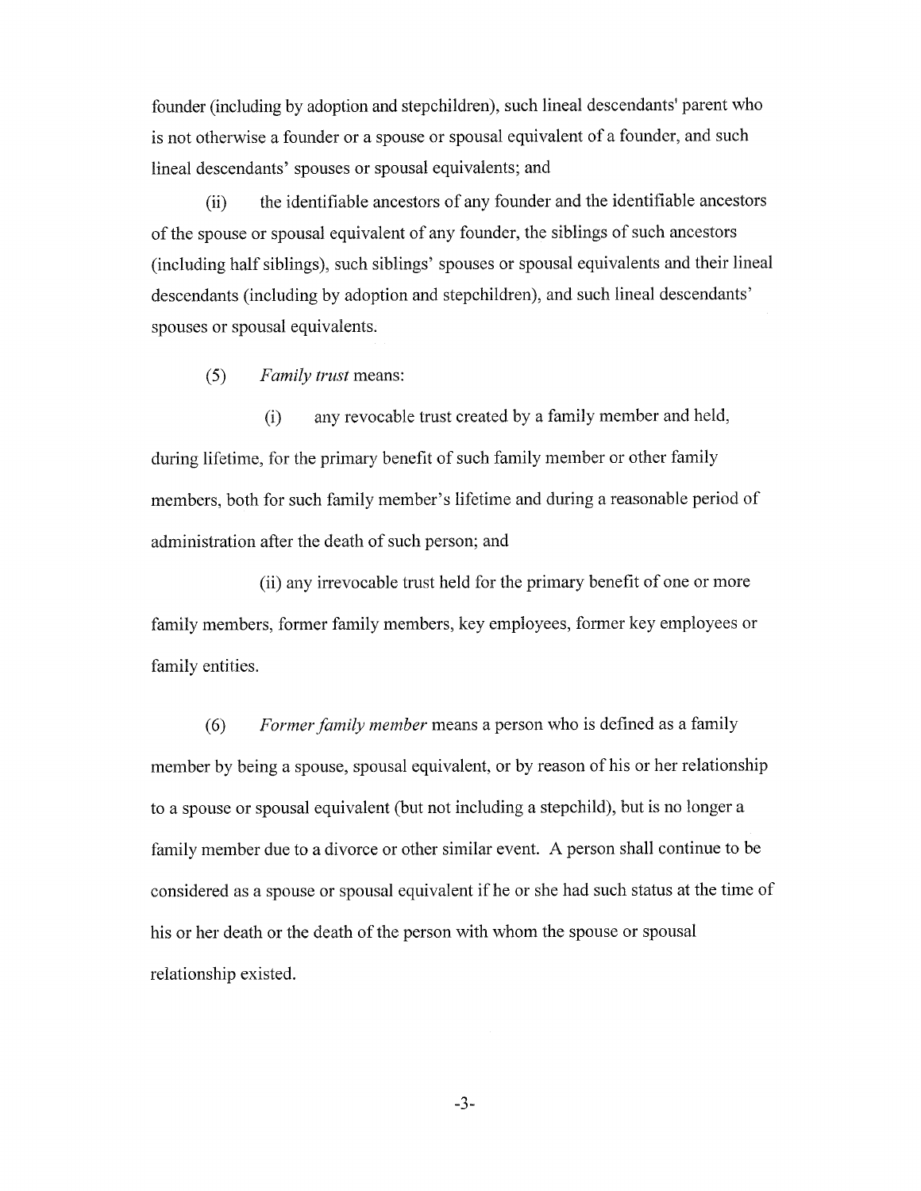founder (including by adoption and stepchildren), such lineal descendants' parent who is not otherwise a founder or a spouse or spousal equivalent of a founder, and such lineal descendants' spouses or spousal equivalents; and

(ii) the identifiable ancestors of any founder and the identifiable ancestors of the spouse or spousal equivalent of any founder, the siblings of such ancestors (including half siblings), such siblings' spouses or spousal equivalents and their lineal descendants (including by adoption and stepchildren), and such lineal descendants' spouses or spousal equivalents.

(5) *Family trust* means:

(i) any revocable trust created by a family member and held, during lifetime, for the primary benefit of such family member or other family members, both for such family member's lifetime and during a reasonable period of administration after the death of such person; and

(ii) any irrevocable trust held for the primary benefit of one or more family members, former family members, key employees, former key employees or family entities.

(6) *Former family member* means a person who is defined as a family member by being a spouse, spousal equivalent, or by reason of his or her relationship to a spouse or spousal equivalent (but not including a stepchild), but is no longer a family member due to a divorce or other similar event. A person shall continue to be considered as a spouse or spousal equivalent if he or she had such status at the time of his or her death or the death of the person with whom the spouse or spousal relationship existed.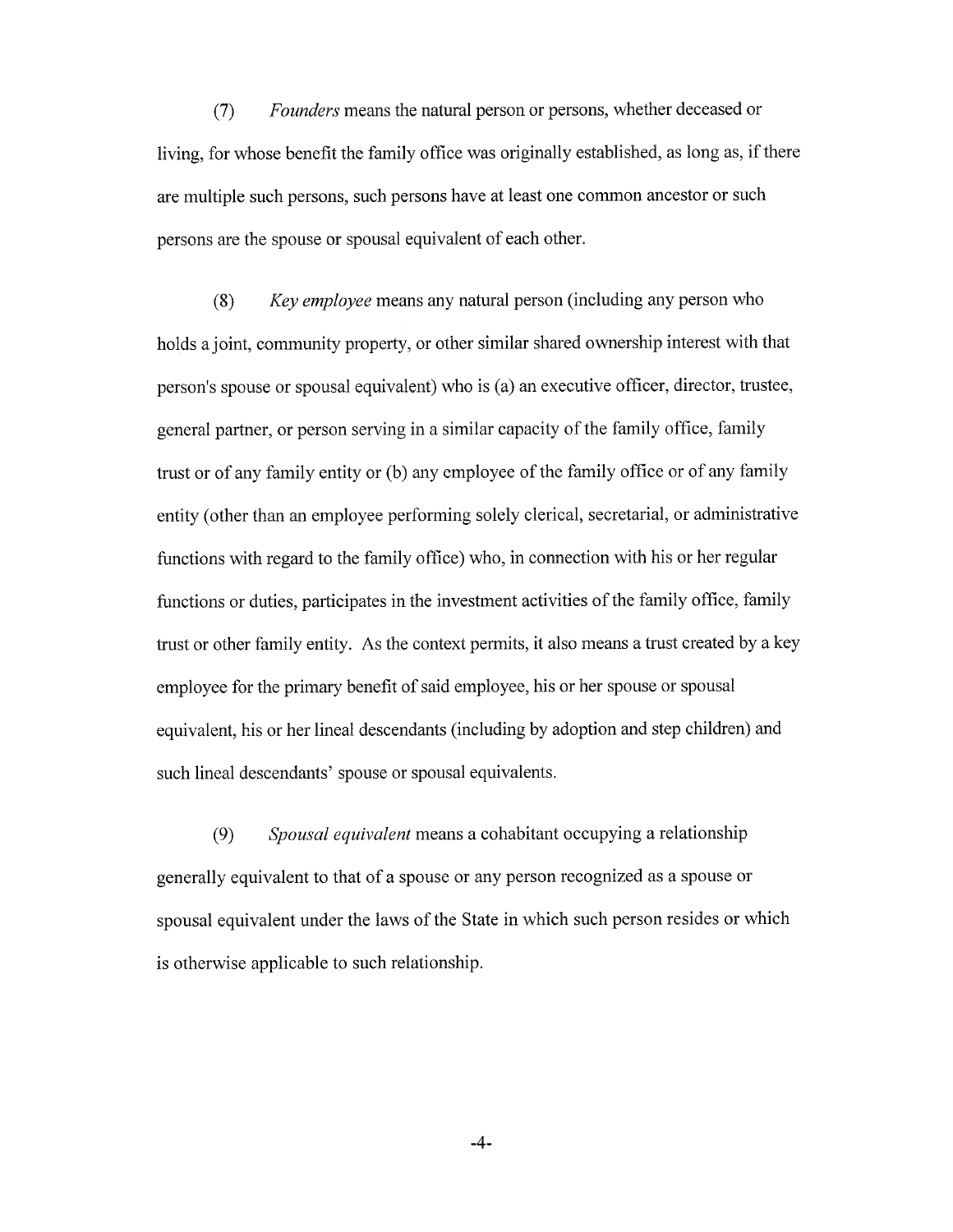(7) *Founders* means the natural person or persons, whether deceased or living, for whose benefit the family office was originally established, as long as, if there are multiple such persons, such persons have at least one common ancestor or such persons are the spouse or spousal equivalent of each other.

(8) *Key employee* means any natural person (including any person who holds a joint, community property, or other similar shared ownership interest with that person's spouse or spousal equivalent) who is (a) an executive officer, director, trustee, general partner, or person serving in a similar capacity of the family office, family trust or of any family entity or (b) any employee of the family office or of any family entity (other than an employee performing solely clerical, secretarial, or administrative functions with regard to the family office) who, in connection with his or her regular functions or duties, participates in the investment activities of the family office, family trust or other family entity. As the context permits, it also means a trust created by a key employee for the primary benefit of said employee, his or her spouse or spousal equivalent, his or her lineal descendants (including by adoption and step children) and such lineal descendants' spouse or spousal equivalents.

(9) *Spousal equivalent* means a cohabitant occupying a relationship generally equivalent to that of a spouse or any person recognized as a spouse or spousal equivalent under the laws of the State in which such person resides or which is otherwise applicable to such relationship.